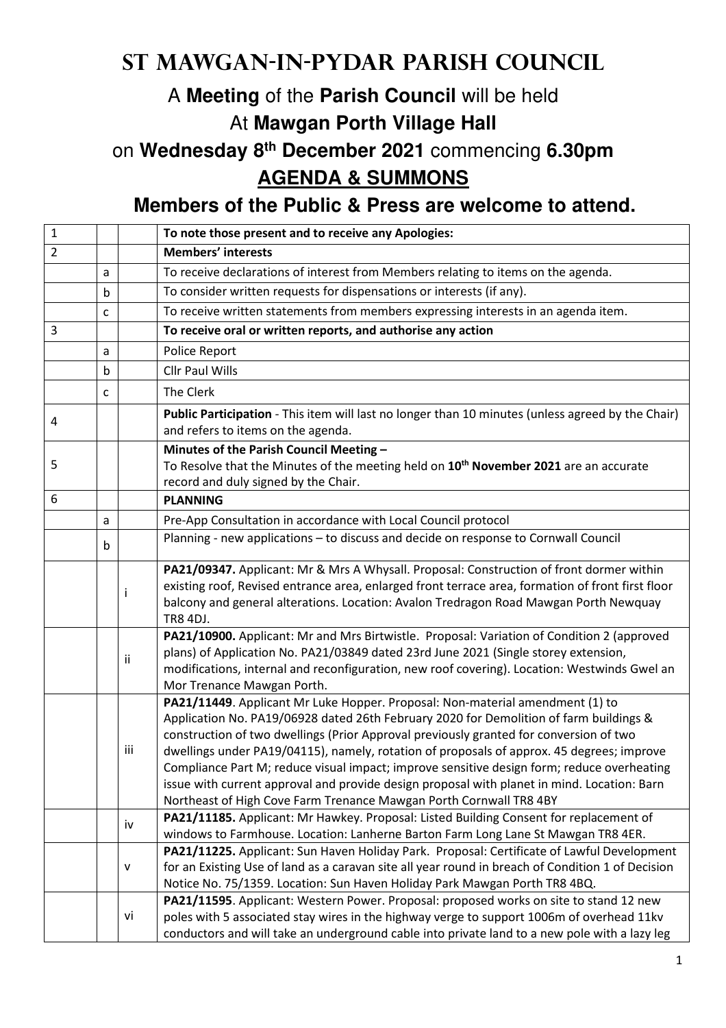# St Mawgan-in-Pydar Parish Council

## A **Meeting** of the **Parish Council** will be held

## At **Mawgan Porth Village Hall**

## on **Wednesday 8th December 2021** commencing **6.30pm**

## AGENDA & SUMMONS

### Members of the Public & Press are welcome to attend.

| | | | |
|---|---|---|---|
| 1 | | | **To note those present and to receive any Apologies:** |
| 2 | | | **Members' interests** |
| | a | | To receive declarations of interest from Members relating to items on the agenda. |
| | b | | To consider written requests for dispensations or interests (if any). |
| | c | | To receive written statements from members expressing interests in an agenda item. |
| 3 | | | **To receive oral or written reports, and authorise any action** |
| | a | | Police Report |
| | b | | Cllr Paul Wills |
| | c | | The Clerk |
| 4 | | | **Public Participation** - This item will last no longer than 10 minutes (unless agreed by the Chair) and refers to items on the agenda. |
| 5 | | | **Minutes of the Parish Council Meeting –** To Resolve that the Minutes of the meeting held on **10th November 2021** are an accurate record and duly signed by the Chair. |
| 6 | | | **PLANNING** |
| | a | | Pre-App Consultation in accordance with Local Council protocol |
| | b | | Planning - new applications – to discuss and decide on response to Cornwall Council |
| | | i | **PA21/09347.** Applicant: Mr & Mrs A Whysall. Proposal: Construction of front dormer within existing roof, Revised entrance area, enlarged front terrace area, formation of front first floor balcony and general alterations. Location: Avalon Tredragon Road Mawgan Porth Newquay TR8 4DJ. |
| | | ii | **PA21/10900.** Applicant: Mr and Mrs Birtwistle. Proposal: Variation of Condition 2 (approved plans) of Application No. PA21/03849 dated 23rd June 2021 (Single storey extension, modifications, internal and reconfiguration, new roof covering). Location: Westwinds Gwel an Mor Trenance Mawgan Porth. |
| | | iii | **PA21/11449**. Applicant Mr Luke Hopper. Proposal: Non-material amendment (1) to Application No. PA19/06928 dated 26th February 2020 for Demolition of farm buildings & construction of two dwellings (Prior Approval previously granted for conversion of two dwellings under PA19/04115), namely, rotation of proposals of approx. 45 degrees; improve Compliance Part M; reduce visual impact; improve sensitive design form; reduce overheating issue with current approval and provide design proposal with planet in mind. Location: Barn Northeast of High Cove Farm Trenance Mawgan Porth Cornwall TR8 4BY |
| | | iv | **PA21/11185.** Applicant: Mr Hawkey. Proposal: Listed Building Consent for replacement of windows to Farmhouse. Location: Lanherne Barton Farm Long Lane St Mawgan TR8 4ER. |
| | | v | **PA21/11225.** Applicant: Sun Haven Holiday Park. Proposal: Certificate of Lawful Development for an Existing Use of land as a caravan site all year round in breach of Condition 1 of Decision Notice No. 75/1359. Location: Sun Haven Holiday Park Mawgan Porth TR8 4BQ. |
| | | vi | **PA21/11595**. Applicant: Western Power. Proposal: proposed works on site to stand 12 new poles with 5 associated stay wires in the highway verge to support 1006m of overhead 11kv conductors and will take an underground cable into private land to a new pole with a lazy leg |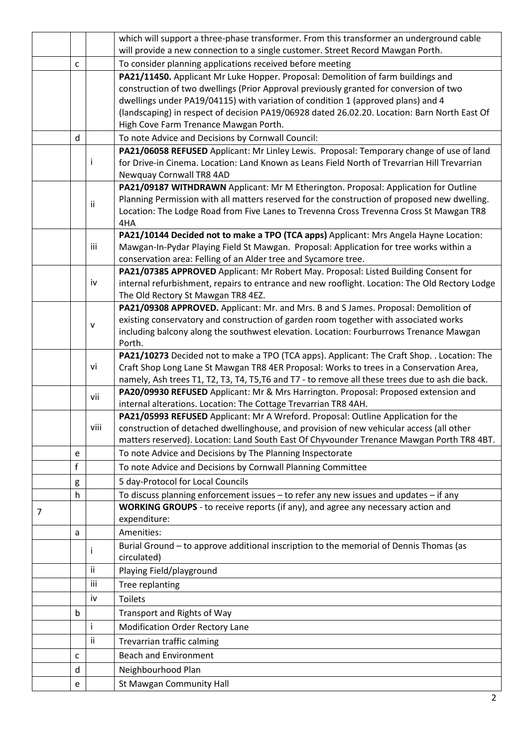|   |   |   |   |
|---|---|---|---|
|   |   |   | which will support a three-phase transformer. From this transformer an underground cable will provide a new connection to a single customer. Street Record Mawgan Porth. |
|   | c |   | To consider planning applications received before meeting |
|   |   |   | **PA21/11450.** Applicant Mr Luke Hopper. Proposal: Demolition of farm buildings and construction of two dwellings (Prior Approval previously granted for conversion of two dwellings under PA19/04115) with variation of condition 1 (approved plans) and 4 (landscaping) in respect of decision PA19/06928 dated 26.02.20. Location: Barn North East Of High Cove Farm Trenance Mawgan Porth. |
|   | d |   | To note Advice and Decisions by Cornwall Council: |
|   |   | i | **PA21/06058 REFUSED** Applicant: Mr Linley Lewis. Proposal: Temporary change of use of land for Drive-in Cinema. Location: Land Known as Leans Field North of Trevarrian Hill Trevarrian Newquay Cornwall TR8 4AD |
|   |   | ii | **PA21/09187 WITHDRAWN** Applicant: Mr M Etherington. Proposal: Application for Outline Planning Permission with all matters reserved for the construction of proposed new dwelling. Location: The Lodge Road from Five Lanes to Trevenna Cross Trevenna Cross St Mawgan TR8 4HA |
|   |   | iii | **PA21/10144 Decided not to make a TPO (TCA apps)** Applicant: Mrs Angela Hayne Location: Mawgan-In-Pydar Playing Field St Mawgan. Proposal: Application for tree works within a conservation area: Felling of an Alder tree and Sycamore tree. |
|   |   | iv | **PA21/07385 APPROVED** Applicant: Mr Robert May. Proposal: Listed Building Consent for internal refurbishment, repairs to entrance and new rooflight. Location: The Old Rectory Lodge The Old Rectory St Mawgan TR8 4EZ. |
|   |   | v | **PA21/09308 APPROVED.** Applicant: Mr. and Mrs. B and S James. Proposal: Demolition of existing conservatory and construction of garden room together with associated works including balcony along the southwest elevation. Location: Fourburrows Trenance Mawgan Porth. |
|   |   | vi | **PA21/10273** Decided not to make a TPO (TCA apps). Applicant: The Craft Shop. . Location: The Craft Shop Long Lane St Mawgan TR8 4ER Proposal: Works to trees in a Conservation Area, namely, Ash trees T1, T2, T3, T4, T5,T6 and T7 - to remove all these trees due to ash die back. |
|   |   | vii | **PA20/09930 REFUSED** Applicant: Mr & Mrs Harrington. Proposal: Proposed extension and internal alterations. Location: The Cottage Trevarrian TR8 4AH. |
|   |   | viii | **PA21/05993 REFUSED** Applicant: Mr A Wreford. Proposal: Outline Application for the construction of detached dwellinghouse, and provision of new vehicular access (all other matters reserved). Location: Land South East Of Chyvounder Trenance Mawgan Porth TR8 4BT. |
|   | e |   | To note Advice and Decisions by The Planning Inspectorate |
|   | f |   | To note Advice and Decisions by Cornwall Planning Committee |
|   | g |   | 5 day-Protocol for Local Councils |
|   | h |   | To discuss planning enforcement issues – to refer any new issues and updates – if any |
| 7 |   |   | **WORKING GROUPS** - to receive reports (if any), and agree any necessary action and expenditure: |
|   | a |   | Amenities: |
|   |   | i | Burial Ground – to approve additional inscription to the memorial of Dennis Thomas (as circulated) |
|   |   | ii | Playing Field/playground |
|   |   | iii | Tree replanting |
|   |   | iv | Toilets |
|   | b |   | Transport and Rights of Way |
|   |   | i | Modification Order Rectory Lane |
|   |   | ii | Trevarrian traffic calming |
|   | c |   | Beach and Environment |
|   | d |   | Neighbourhood Plan |
|   | e |   | St Mawgan Community Hall |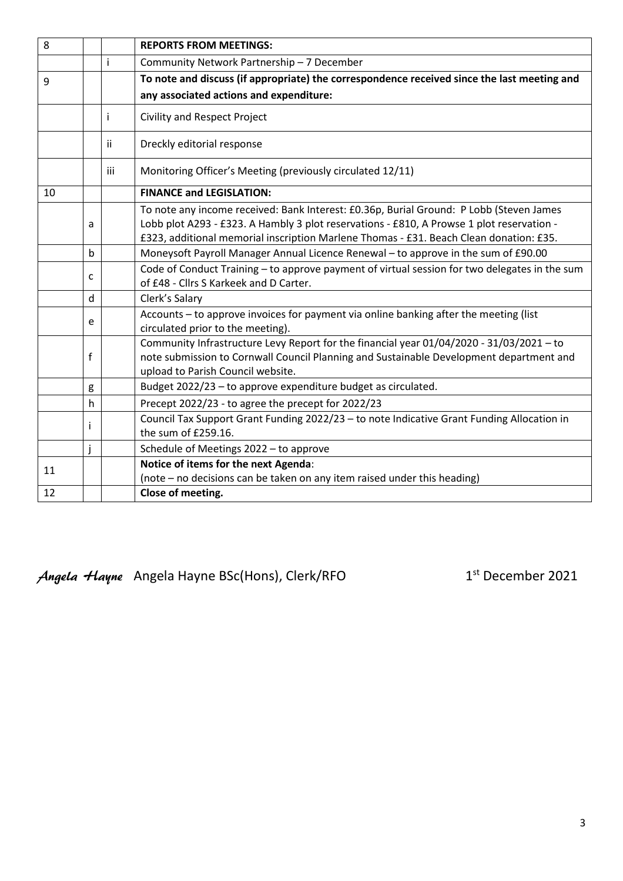| | | | |
|---|---|---|---|
| 8 | | | **REPORTS FROM MEETINGS:** |
| | | i | Community Network Partnership – 7 December |
| 9 | | | **To note and discuss (if appropriate) the correspondence received since the last meeting and any associated actions and expenditure:** |
| | | i | Civility and Respect Project |
| | | ii | Dreckly editorial response |
| | | iii | Monitoring Officer's Meeting (previously circulated 12/11) |
| 10 | | | **FINANCE and LEGISLATION:** |
| | a | | To note any income received: Bank Interest: £0.36p, Burial Ground: P Lobb (Steven James Lobb plot A293 - £323. A Hambly 3 plot reservations - £810, A Prowse 1 plot reservation - £323, additional memorial inscription Marlene Thomas - £31. Beach Clean donation: £35. |
| | b | | Moneysoft Payroll Manager Annual Licence Renewal – to approve in the sum of £90.00 |
| | c | | Code of Conduct Training – to approve payment of virtual session for two delegates in the sum of £48 - Cllrs S Karkeek and D Carter. |
| | d | | Clerk's Salary |
| | e | | Accounts – to approve invoices for payment via online banking after the meeting (list circulated prior to the meeting). |
| | f | | Community Infrastructure Levy Report for the financial year 01/04/2020 - 31/03/2021 – to note submission to Cornwall Council Planning and Sustainable Development department and upload to Parish Council website. |
| | g | | Budget 2022/23 – to approve expenditure budget as circulated. |
| | h | | Precept 2022/23 - to agree the precept for 2022/23 |
| | i | | Council Tax Support Grant Funding 2022/23 – to note Indicative Grant Funding Allocation in the sum of £259.16. |
| | j | | Schedule of Meetings 2022 – to approve |
| 11 | | | **Notice of items for the next Agenda**: (note – no decisions can be taken on any item raised under this heading) |
| 12 | | | **Close of meeting.** |

*Angela Hayne* Angela Hayne BSc(Hons), Clerk/RFO 1st December 2021